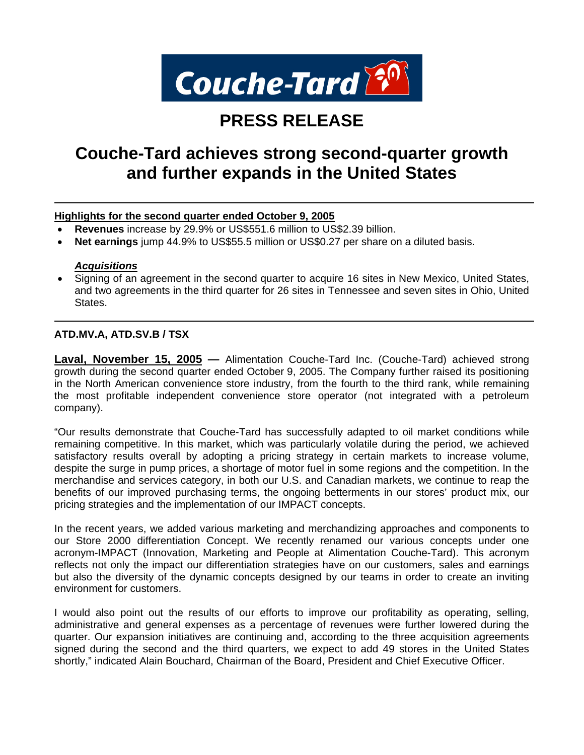Couche-Tard

# PRESS RELEASE

## Couche-Tard achieves strong second-quarter growth and further expands in the United States

---

**Highlights for the second quarter ended October 9, 2005**

- **Revenues** increase by 29.9% or US$551.6 million to US$2.39 billion.
- **Net earnings** jump 44.9% to US$55.5 million or US$0.27 per share on a diluted basis.

***Acquisitions***

- Signing of an agreement in the second quarter to acquire 16 sites in New Mexico, United States, and two agreements in the third quarter for 26 sites in Tennessee and seven sites in Ohio, United States.

---

**ATD.MV.A, ATD.SV.B / TSX**

**Laval, November 15, 2005 —** Alimentation Couche-Tard Inc. (Couche-Tard) achieved strong growth during the second quarter ended October 9, 2005. The Company further raised its positioning in the North American convenience store industry, from the fourth to the third rank, while remaining the most profitable independent convenience store operator (not integrated with a petroleum company).

"Our results demonstrate that Couche-Tard has successfully adapted to oil market conditions while remaining competitive. In this market, which was particularly volatile during the period, we achieved satisfactory results overall by adopting a pricing strategy in certain markets to increase volume, despite the surge in pump prices, a shortage of motor fuel in some regions and the competition. In the merchandise and services category, in both our U.S. and Canadian markets, we continue to reap the benefits of our improved purchasing terms, the ongoing betterments in our stores' product mix, our pricing strategies and the implementation of our IMPACT concepts.

In the recent years, we added various marketing and merchandizing approaches and components to our Store 2000 differentiation Concept. We recently renamed our various concepts under one acronym-IMPACT (Innovation, Marketing and People at Alimentation Couche-Tard). This acronym reflects not only the impact our differentiation strategies have on our customers, sales and earnings but also the diversity of the dynamic concepts designed by our teams in order to create an inviting environment for customers.

I would also point out the results of our efforts to improve our profitability as operating, selling, administrative and general expenses as a percentage of revenues were further lowered during the quarter. Our expansion initiatives are continuing and, according to the three acquisition agreements signed during the second and the third quarters, we expect to add 49 stores in the United States shortly," indicated Alain Bouchard, Chairman of the Board, President and Chief Executive Officer.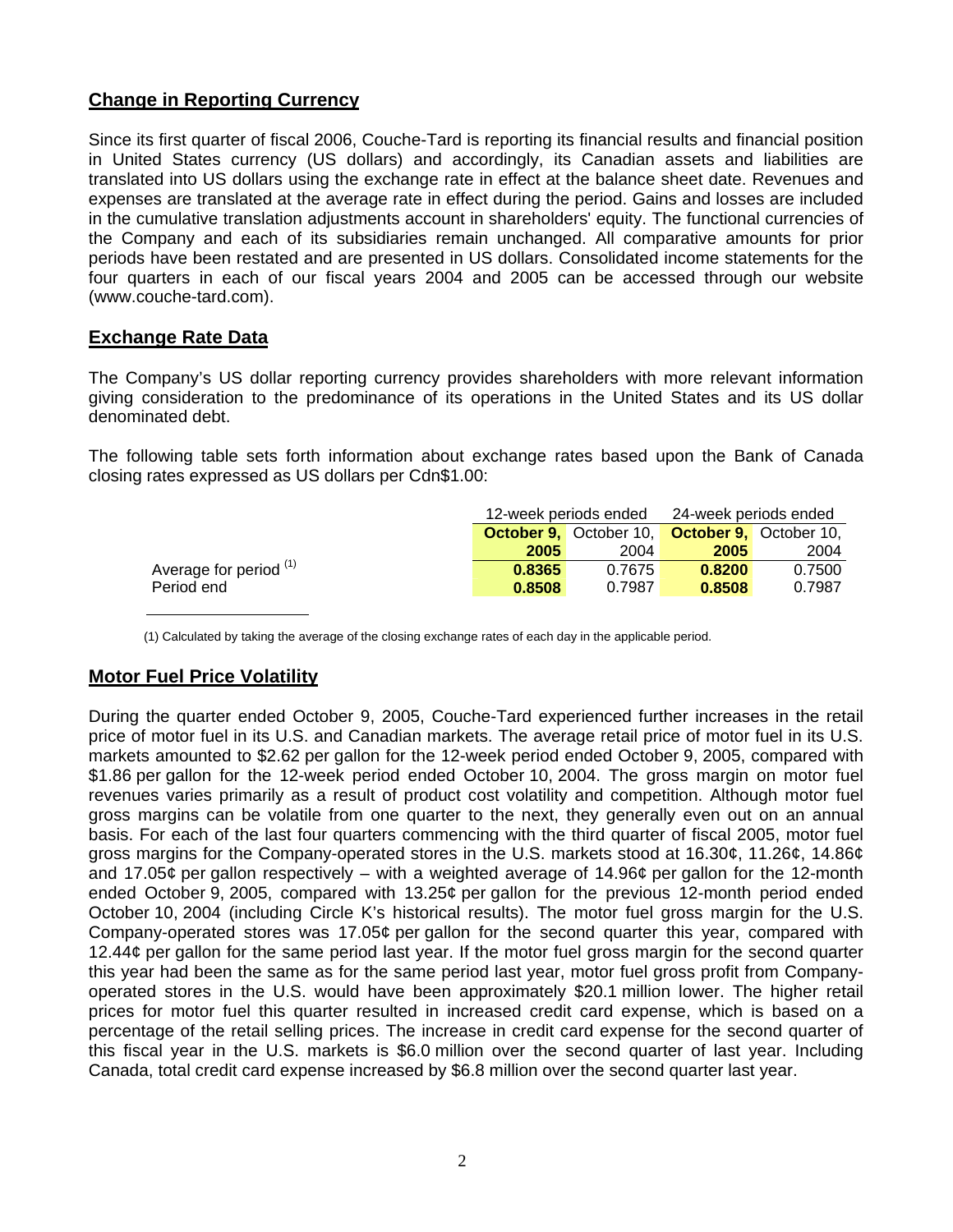## Change in Reporting Currency

Since its first quarter of fiscal 2006, Couche-Tard is reporting its financial results and financial position in United States currency (US dollars) and accordingly, its Canadian assets and liabilities are translated into US dollars using the exchange rate in effect at the balance sheet date. Revenues and expenses are translated at the average rate in effect during the period. Gains and losses are included in the cumulative translation adjustments account in shareholders' equity. The functional currencies of the Company and each of its subsidiaries remain unchanged. All comparative amounts for prior periods have been restated and are presented in US dollars. Consolidated income statements for the four quarters in each of our fiscal years 2004 and 2005 can be accessed through our website (www.couche-tard.com).

## Exchange Rate Data

The Company's US dollar reporting currency provides shareholders with more relevant information giving consideration to the predominance of its operations in the United States and its US dollar denominated debt.

The following table sets forth information about exchange rates based upon the Bank of Canada closing rates expressed as US dollars per Cdn$1.00:

| | 12-week periods ended | | 24-week periods ended | |
|---|---|---|---|---|
| | **October 9, 2005** | October 10, 2004 | **October 9, 2005** | October 10, 2004 |
| Average for period (1) | **0.8365** | 0.7675 | **0.8200** | 0.7500 |
| Period end | **0.8508** | 0.7987 | **0.8508** | 0.7987 |

(1) Calculated by taking the average of the closing exchange rates of each day in the applicable period.

## Motor Fuel Price Volatility

During the quarter ended October 9, 2005, Couche-Tard experienced further increases in the retail price of motor fuel in its U.S. and Canadian markets. The average retail price of motor fuel in its U.S. markets amounted to $2.62 per gallon for the 12-week period ended October 9, 2005, compared with $1.86 per gallon for the 12-week period ended October 10, 2004. The gross margin on motor fuel revenues varies primarily as a result of product cost volatility and competition. Although motor fuel gross margins can be volatile from one quarter to the next, they generally even out on an annual basis. For each of the last four quarters commencing with the third quarter of fiscal 2005, motor fuel gross margins for the Company-operated stores in the U.S. markets stood at 16.30¢, 11.26¢, 14.86¢ and 17.05¢ per gallon respectively – with a weighted average of 14.96¢ per gallon for the 12-month ended October 9, 2005, compared with 13.25¢ per gallon for the previous 12-month period ended October 10, 2004 (including Circle K's historical results). The motor fuel gross margin for the U.S. Company-operated stores was 17.05¢ per gallon for the second quarter this year, compared with 12.44¢ per gallon for the same period last year. If the motor fuel gross margin for the second quarter this year had been the same as for the same period last year, motor fuel gross profit from Company-operated stores in the U.S. would have been approximately $20.1 million lower. The higher retail prices for motor fuel this quarter resulted in increased credit card expense, which is based on a percentage of the retail selling prices. The increase in credit card expense for the second quarter of this fiscal year in the U.S. markets is $6.0 million over the second quarter of last year. Including Canada, total credit card expense increased by $6.8 million over the second quarter last year.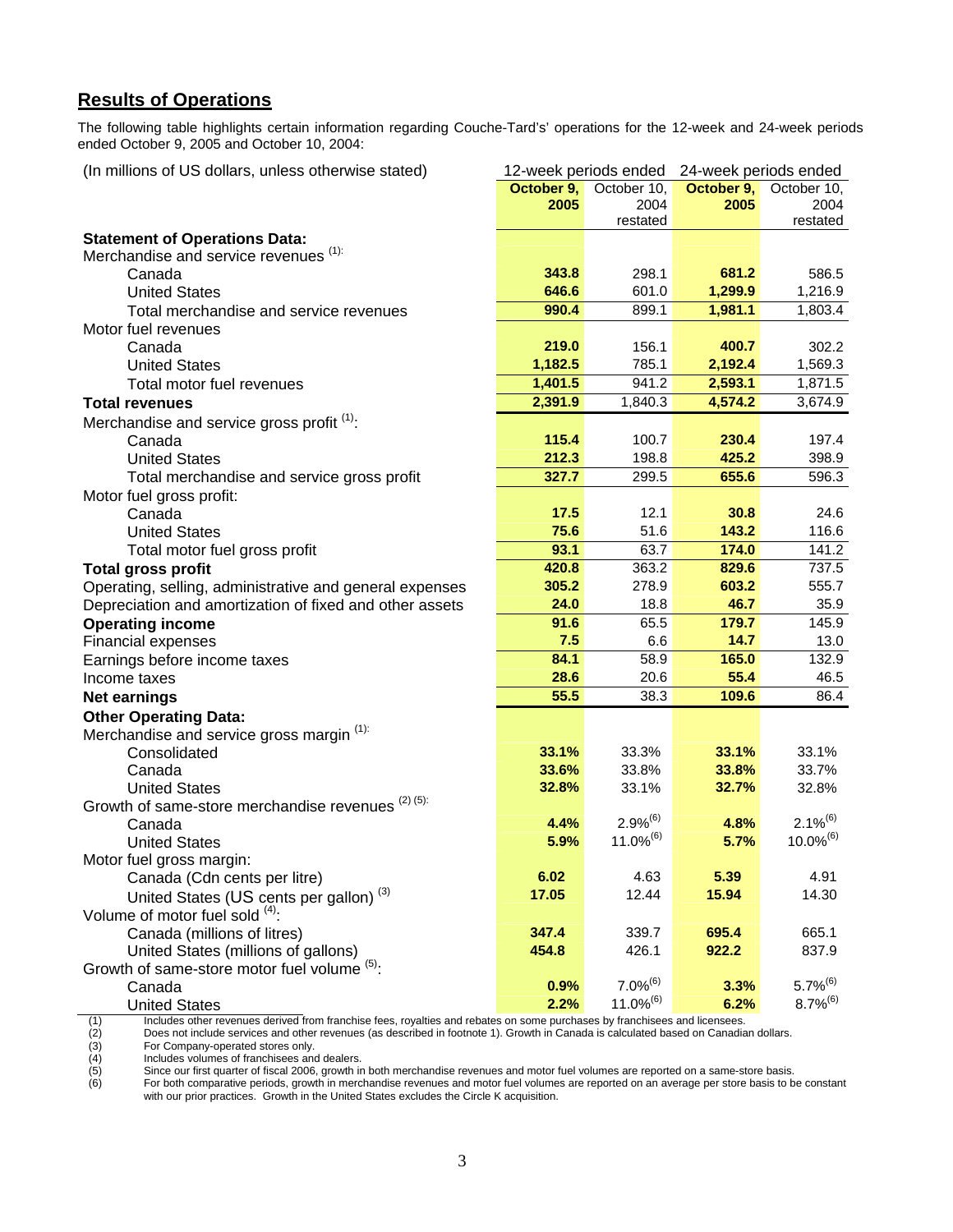## Results of Operations

The following table highlights certain information regarding Couche-Tard's' operations for the 12-week and 24-week periods ended October 9, 2005 and October 10, 2004:

| (In millions of US dollars, unless otherwise stated) | 12-week periods ended | | 24-week periods ended | |
|---|---|---|---|---|
| | **October 9, 2005** | October 10, 2004 restated | **October 9, 2005** | October 10, 2004 restated |
| **Statement of Operations Data:** | | | | |
| Merchandise and service revenues [(1)]: | | | | |
| Canada | **343.8** | 298.1 | **681.2** | 586.5 |
| United States | **646.6** | 601.0 | **1,299.9** | 1,216.9 |
| Total merchandise and service revenues | **990.4** | 899.1 | **1,981.1** | 1,803.4 |
| Motor fuel revenues | | | | |
| Canada | **219.0** | 156.1 | **400.7** | 302.2 |
| United States | **1,182.5** | 785.1 | **2,192.4** | 1,569.3 |
| Total motor fuel revenues | **1,401.5** | 941.2 | **2,593.1** | 1,871.5 |
| **Total revenues** | **2,391.9** | 1,840.3 | **4,574.2** | 3,674.9 |
| Merchandise and service gross profit [(1)]: | | | | |
| Canada | **115.4** | 100.7 | **230.4** | 197.4 |
| United States | **212.3** | 198.8 | **425.2** | 398.9 |
| Total merchandise and service gross profit | **327.7** | 299.5 | **655.6** | 596.3 |
| Motor fuel gross profit: | | | | |
| Canada | **17.5** | 12.1 | **30.8** | 24.6 |
| United States | **75.6** | 51.6 | **143.2** | 116.6 |
| Total motor fuel gross profit | **93.1** | 63.7 | **174.0** | 141.2 |
| **Total gross profit** | **420.8** | 363.2 | **829.6** | 737.5 |
| Operating, selling, administrative and general expenses | **305.2** | 278.9 | **603.2** | 555.7 |
| Depreciation and amortization of fixed and other assets | **24.0** | 18.8 | **46.7** | 35.9 |
| **Operating income** | **91.6** | 65.5 | **179.7** | 145.9 |
| Financial expenses | **7.5** | 6.6 | **14.7** | 13.0 |
| Earnings before income taxes | **84.1** | 58.9 | **165.0** | 132.9 |
| Income taxes | **28.6** | 20.6 | **55.4** | 46.5 |
| **Net earnings** | **55.5** | 38.3 | **109.6** | 86.4 |
| **Other Operating Data:** | | | | |
| Merchandise and service gross margin [(1)]: | | | | |
| Consolidated | **33.1%** | 33.3% | **33.1%** | 33.1% |
| Canada | **33.6%** | 33.8% | **33.8%** | 33.7% |
| United States | **32.8%** | 33.1% | **32.7%** | 32.8% |
| Growth of same-store merchandise revenues [(2) (5)]: | | | | |
| Canada | **4.4%** | 2.9%[(6)] | **4.8%** | 2.1%[(6)] |
| United States | **5.9%** | 11.0%[(6)] | **5.7%** | 10.0%[(6)] |
| Motor fuel gross margin: | | | | |
| Canada (Cdn cents per litre) | **6.02** | 4.63 | **5.39** | 4.91 |
| United States (US cents per gallon) [(3)] | **17.05** | 12.44 | **15.94** | 14.30 |
| Volume of motor fuel sold [(4)]: | | | | |
| Canada (millions of litres) | **347.4** | 339.7 | **695.4** | 665.1 |
| United States (millions of gallons) | **454.8** | 426.1 | **922.2** | 837.9 |
| Growth of same-store motor fuel volume [(5)]: | | | | |
| Canada | **0.9%** | 7.0%[(6)] | **3.3%** | 5.7%[(6)] |
| United States | **2.2%** | 11.0%[(6)] | **6.2%** | 8.7%[(6)] |

(1) Includes other revenues derived from franchise fees, royalties and rebates on some purchases by franchisees and licensees.
(2) Does not include services and other revenues (as described in footnote 1). Growth in Canada is calculated based on Canadian dollars.
(3) For Company-operated stores only.
(4) Includes volumes of franchisees and dealers.
(5) Since our first quarter of fiscal 2006, growth in both merchandise revenues and motor fuel volumes are reported on a same-store basis.
(6) For both comparative periods, growth in merchandise revenues and motor fuel volumes are reported on an average per store basis to be constant with our prior practices. Growth in the United States excludes the Circle K acquisition.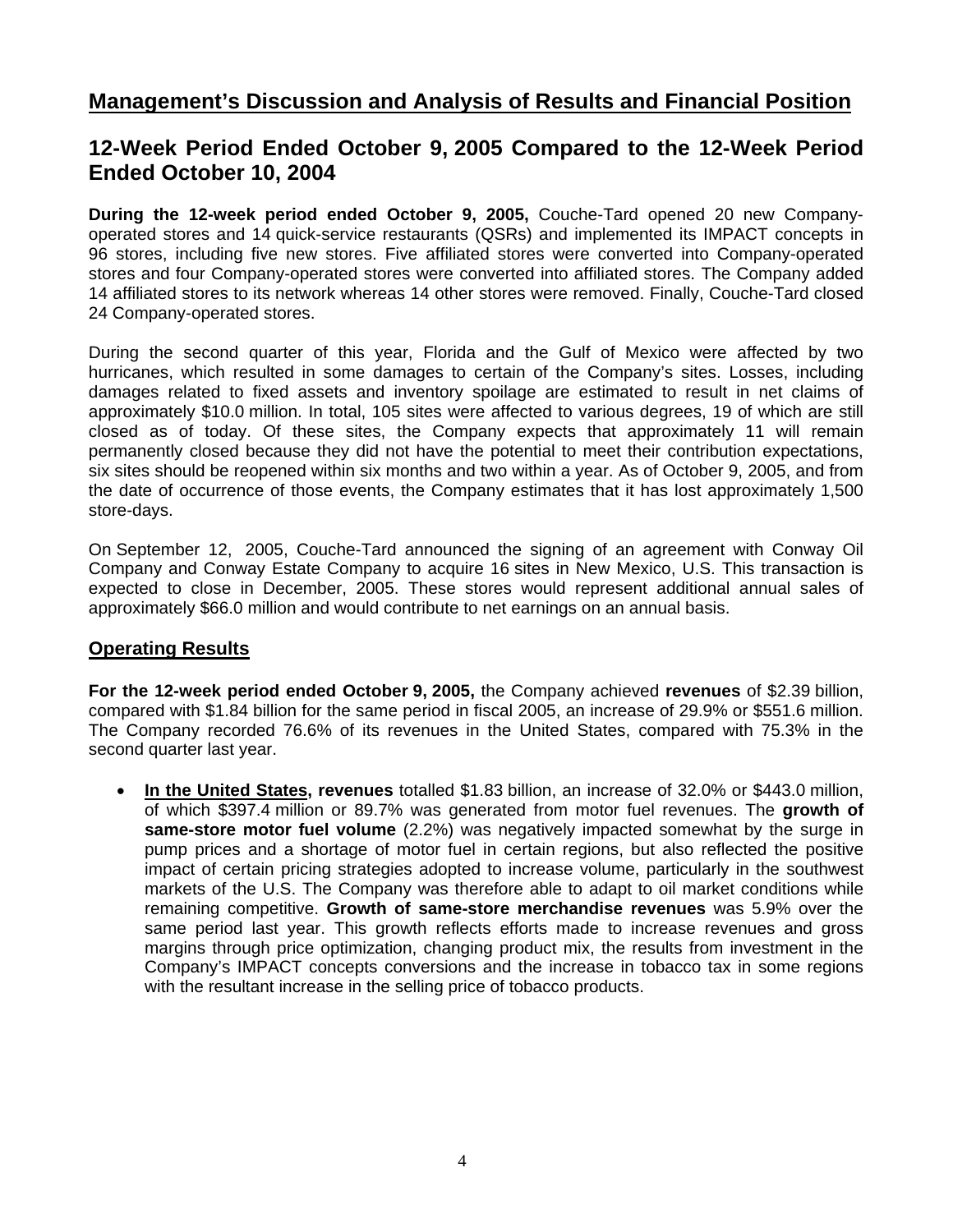# Management's Discussion and Analysis of Results and Financial Position

## 12-Week Period Ended October 9, 2005 Compared to the 12-Week Period Ended October 10, 2004

**During the 12-week period ended October 9, 2005,** Couche-Tard opened 20 new Company-operated stores and 14 quick-service restaurants (QSRs) and implemented its IMPACT concepts in 96 stores, including five new stores. Five affiliated stores were converted into Company-operated stores and four Company-operated stores were converted into affiliated stores. The Company added 14 affiliated stores to its network whereas 14 other stores were removed. Finally, Couche-Tard closed 24 Company-operated stores.

During the second quarter of this year, Florida and the Gulf of Mexico were affected by two hurricanes, which resulted in some damages to certain of the Company's sites. Losses, including damages related to fixed assets and inventory spoilage are estimated to result in net claims of approximately $10.0 million. In total, 105 sites were affected to various degrees, 19 of which are still closed as of today. Of these sites, the Company expects that approximately 11 will remain permanently closed because they did not have the potential to meet their contribution expectations, six sites should be reopened within six months and two within a year. As of October 9, 2005, and from the date of occurrence of those events, the Company estimates that it has lost approximately 1,500 store-days.

On September 12, 2005, Couche-Tard announced the signing of an agreement with Conway Oil Company and Conway Estate Company to acquire 16 sites in New Mexico, U.S. This transaction is expected to close in December, 2005. These stores would represent additional annual sales of approximately $66.0 million and would contribute to net earnings on an annual basis.

### Operating Results

**For the 12-week period ended October 9, 2005,** the Company achieved **revenues** of $2.39 billion, compared with $1.84 billion for the same period in fiscal 2005, an increase of 29.9% or $551.6 million. The Company recorded 76.6% of its revenues in the United States, compared with 75.3% in the second quarter last year.

- **In the United States, revenues** totalled $1.83 billion, an increase of 32.0% or $443.0 million, of which $397.4 million or 89.7% was generated from motor fuel revenues. The **growth of same-store motor fuel volume** (2.2%) was negatively impacted somewhat by the surge in pump prices and a shortage of motor fuel in certain regions, but also reflected the positive impact of certain pricing strategies adopted to increase volume, particularly in the southwest markets of the U.S. The Company was therefore able to adapt to oil market conditions while remaining competitive. **Growth of same-store merchandise revenues** was 5.9% over the same period last year. This growth reflects efforts made to increase revenues and gross margins through price optimization, changing product mix, the results from investment in the Company's IMPACT concepts conversions and the increase in tobacco tax in some regions with the resultant increase in the selling price of tobacco products.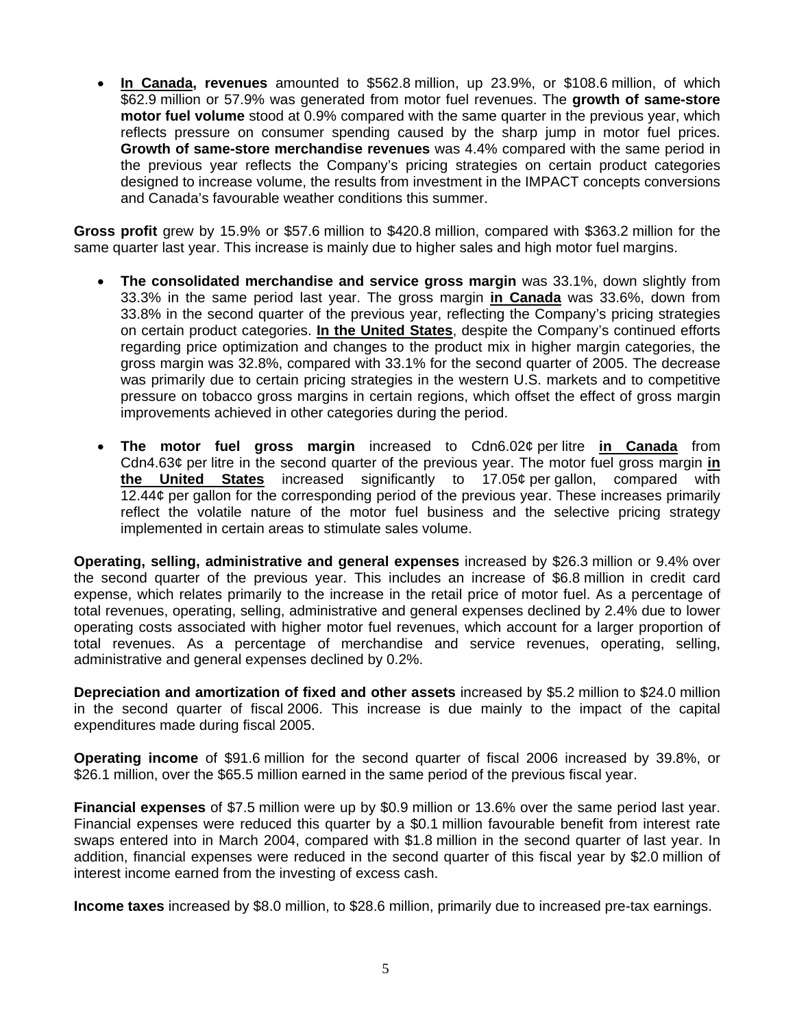- **In Canada, revenues** amounted to $562.8 million, up 23.9%, or $108.6 million, of which $62.9 million or 57.9% was generated from motor fuel revenues. The **growth of same-store motor fuel volume** stood at 0.9% compared with the same quarter in the previous year, which reflects pressure on consumer spending caused by the sharp jump in motor fuel prices. **Growth of same-store merchandise revenues** was 4.4% compared with the same period in the previous year reflects the Company's pricing strategies on certain product categories designed to increase volume, the results from investment in the IMPACT concepts conversions and Canada's favourable weather conditions this summer.

**Gross profit** grew by 15.9% or $57.6 million to $420.8 million, compared with $363.2 million for the same quarter last year. This increase is mainly due to higher sales and high motor fuel margins.

- **The consolidated merchandise and service gross margin** was 33.1%, down slightly from 33.3% in the same period last year. The gross margin **in Canada** was 33.6%, down from 33.8% in the second quarter of the previous year, reflecting the Company's pricing strategies on certain product categories. **In the United States**, despite the Company's continued efforts regarding price optimization and changes to the product mix in higher margin categories, the gross margin was 32.8%, compared with 33.1% for the second quarter of 2005. The decrease was primarily due to certain pricing strategies in the western U.S. markets and to competitive pressure on tobacco gross margins in certain regions, which offset the effect of gross margin improvements achieved in other categories during the period.

- **The motor fuel gross margin** increased to Cdn6.02¢ per litre **in Canada** from Cdn4.63¢ per litre in the second quarter of the previous year. The motor fuel gross margin **in the United States** increased significantly to 17.05¢ per gallon, compared with 12.44¢ per gallon for the corresponding period of the previous year. These increases primarily reflect the volatile nature of the motor fuel business and the selective pricing strategy implemented in certain areas to stimulate sales volume.

**Operating, selling, administrative and general expenses** increased by $26.3 million or 9.4% over the second quarter of the previous year. This includes an increase of $6.8 million in credit card expense, which relates primarily to the increase in the retail price of motor fuel. As a percentage of total revenues, operating, selling, administrative and general expenses declined by 2.4% due to lower operating costs associated with higher motor fuel revenues, which account for a larger proportion of total revenues. As a percentage of merchandise and service revenues, operating, selling, administrative and general expenses declined by 0.2%.

**Depreciation and amortization of fixed and other assets** increased by $5.2 million to $24.0 million in the second quarter of fiscal 2006. This increase is due mainly to the impact of the capital expenditures made during fiscal 2005.

**Operating income** of $91.6 million for the second quarter of fiscal 2006 increased by 39.8%, or $26.1 million, over the $65.5 million earned in the same period of the previous fiscal year.

**Financial expenses** of $7.5 million were up by $0.9 million or 13.6% over the same period last year. Financial expenses were reduced this quarter by a $0.1 million favourable benefit from interest rate swaps entered into in March 2004, compared with $1.8 million in the second quarter of last year. In addition, financial expenses were reduced in the second quarter of this fiscal year by $2.0 million of interest income earned from the investing of excess cash.

**Income taxes** increased by $8.0 million, to $28.6 million, primarily due to increased pre-tax earnings.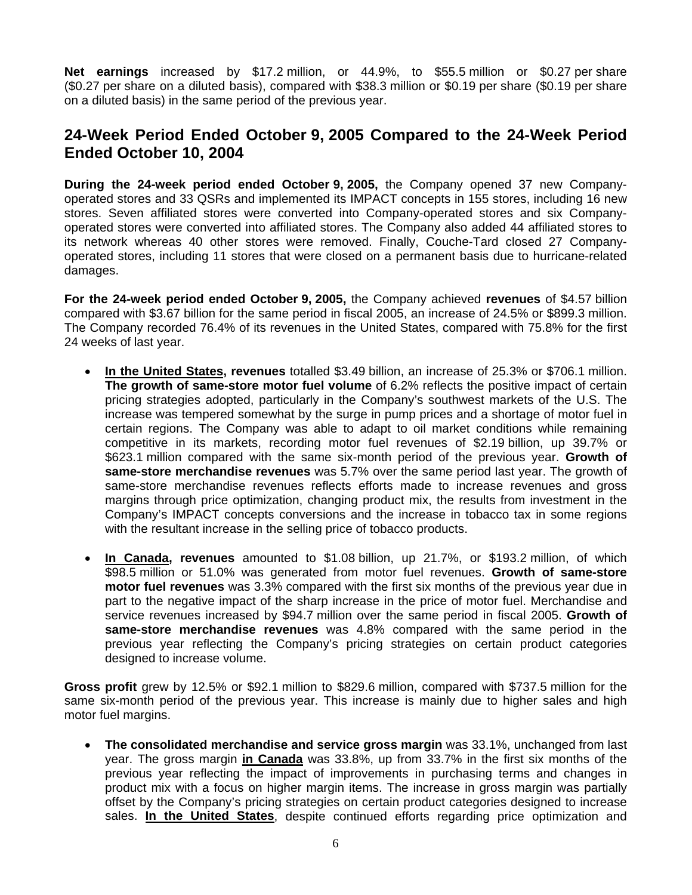**Net earnings** increased by $17.2 million, or 44.9%, to $55.5 million or $0.27 per share ($0.27 per share on a diluted basis), compared with $38.3 million or $0.19 per share ($0.19 per share on a diluted basis) in the same period of the previous year.

## 24-Week Period Ended October 9, 2005 Compared to the 24-Week Period Ended October 10, 2004

**During the 24-week period ended October 9, 2005,** the Company opened 37 new Company-operated stores and 33 QSRs and implemented its IMPACT concepts in 155 stores, including 16 new stores. Seven affiliated stores were converted into Company-operated stores and six Company-operated stores were converted into affiliated stores. The Company also added 44 affiliated stores to its network whereas 40 other stores were removed. Finally, Couche-Tard closed 27 Company-operated stores, including 11 stores that were closed on a permanent basis due to hurricane-related damages.

**For the 24-week period ended October 9, 2005,** the Company achieved **revenues** of $4.57 billion compared with $3.67 billion for the same period in fiscal 2005, an increase of 24.5% or $899.3 million. The Company recorded 76.4% of its revenues in the United States, compared with 75.8% for the first 24 weeks of last year.

- **In the United States, revenues** totalled $3.49 billion, an increase of 25.3% or $706.1 million. **The growth of same-store motor fuel volume** of 6.2% reflects the positive impact of certain pricing strategies adopted, particularly in the Company's southwest markets of the U.S. The increase was tempered somewhat by the surge in pump prices and a shortage of motor fuel in certain regions. The Company was able to adapt to oil market conditions while remaining competitive in its markets, recording motor fuel revenues of $2.19 billion, up 39.7% or $623.1 million compared with the same six-month period of the previous year. **Growth of same-store merchandise revenues** was 5.7% over the same period last year. The growth of same-store merchandise revenues reflects efforts made to increase revenues and gross margins through price optimization, changing product mix, the results from investment in the Company's IMPACT concepts conversions and the increase in tobacco tax in some regions with the resultant increase in the selling price of tobacco products.

- **In Canada, revenues** amounted to $1.08 billion, up 21.7%, or $193.2 million, of which $98.5 million or 51.0% was generated from motor fuel revenues. **Growth of same-store motor fuel revenues** was 3.3% compared with the first six months of the previous year due in part to the negative impact of the sharp increase in the price of motor fuel. Merchandise and service revenues increased by $94.7 million over the same period in fiscal 2005. **Growth of same-store merchandise revenues** was 4.8% compared with the same period in the previous year reflecting the Company's pricing strategies on certain product categories designed to increase volume.

**Gross profit** grew by 12.5% or $92.1 million to $829.6 million, compared with $737.5 million for the same six-month period of the previous year. This increase is mainly due to higher sales and high motor fuel margins.

- **The consolidated merchandise and service gross margin** was 33.1%, unchanged from last year. The gross margin **in Canada** was 33.8%, up from 33.7% in the first six months of the previous year reflecting the impact of improvements in purchasing terms and changes in product mix with a focus on higher margin items. The increase in gross margin was partially offset by the Company's pricing strategies on certain product categories designed to increase sales. **In the United States**, despite continued efforts regarding price optimization and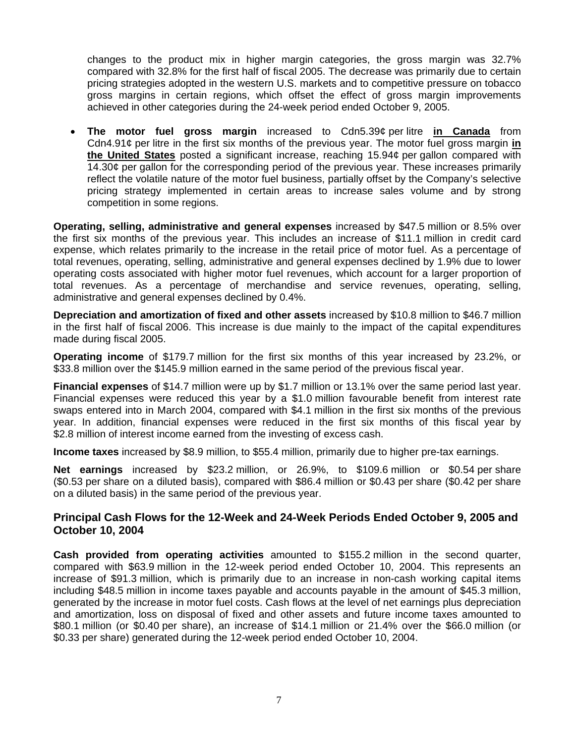changes to the product mix in higher margin categories, the gross margin was 32.7% compared with 32.8% for the first half of fiscal 2005. The decrease was primarily due to certain pricing strategies adopted in the western U.S. markets and to competitive pressure on tobacco gross margins in certain regions, which offset the effect of gross margin improvements achieved in other categories during the 24-week period ended October 9, 2005.

- **The motor fuel gross margin** increased to Cdn5.39¢ per litre **in Canada** from Cdn4.91¢ per litre in the first six months of the previous year. The motor fuel gross margin **in the United States** posted a significant increase, reaching 15.94¢ per gallon compared with 14.30¢ per gallon for the corresponding period of the previous year. These increases primarily reflect the volatile nature of the motor fuel business, partially offset by the Company's selective pricing strategy implemented in certain areas to increase sales volume and by strong competition in some regions.

**Operating, selling, administrative and general expenses** increased by $47.5 million or 8.5% over the first six months of the previous year. This includes an increase of $11.1 million in credit card expense, which relates primarily to the increase in the retail price of motor fuel. As a percentage of total revenues, operating, selling, administrative and general expenses declined by 1.9% due to lower operating costs associated with higher motor fuel revenues, which account for a larger proportion of total revenues. As a percentage of merchandise and service revenues, operating, selling, administrative and general expenses declined by 0.4%.

**Depreciation and amortization of fixed and other assets** increased by $10.8 million to $46.7 million in the first half of fiscal 2006. This increase is due mainly to the impact of the capital expenditures made during fiscal 2005.

**Operating income** of $179.7 million for the first six months of this year increased by 23.2%, or $33.8 million over the $145.9 million earned in the same period of the previous fiscal year.

**Financial expenses** of $14.7 million were up by $1.7 million or 13.1% over the same period last year. Financial expenses were reduced this year by a $1.0 million favourable benefit from interest rate swaps entered into in March 2004, compared with $4.1 million in the first six months of the previous year. In addition, financial expenses were reduced in the first six months of this fiscal year by $2.8 million of interest income earned from the investing of excess cash.

**Income taxes** increased by $8.9 million, to $55.4 million, primarily due to higher pre-tax earnings.

**Net earnings** increased by $23.2 million, or 26.9%, to $109.6 million or $0.54 per share ($0.53 per share on a diluted basis), compared with $86.4 million or $0.43 per share ($0.42 per share on a diluted basis) in the same period of the previous year.

## Principal Cash Flows for the 12-Week and 24-Week Periods Ended October 9, 2005 and October 10, 2004

**Cash provided from operating activities** amounted to $155.2 million in the second quarter, compared with $63.9 million in the 12-week period ended October 10, 2004. This represents an increase of $91.3 million, which is primarily due to an increase in non-cash working capital items including $48.5 million in income taxes payable and accounts payable in the amount of $45.3 million, generated by the increase in motor fuel costs. Cash flows at the level of net earnings plus depreciation and amortization, loss on disposal of fixed and other assets and future income taxes amounted to $80.1 million (or $0.40 per share), an increase of $14.1 million or 21.4% over the $66.0 million (or $0.33 per share) generated during the 12-week period ended October 10, 2004.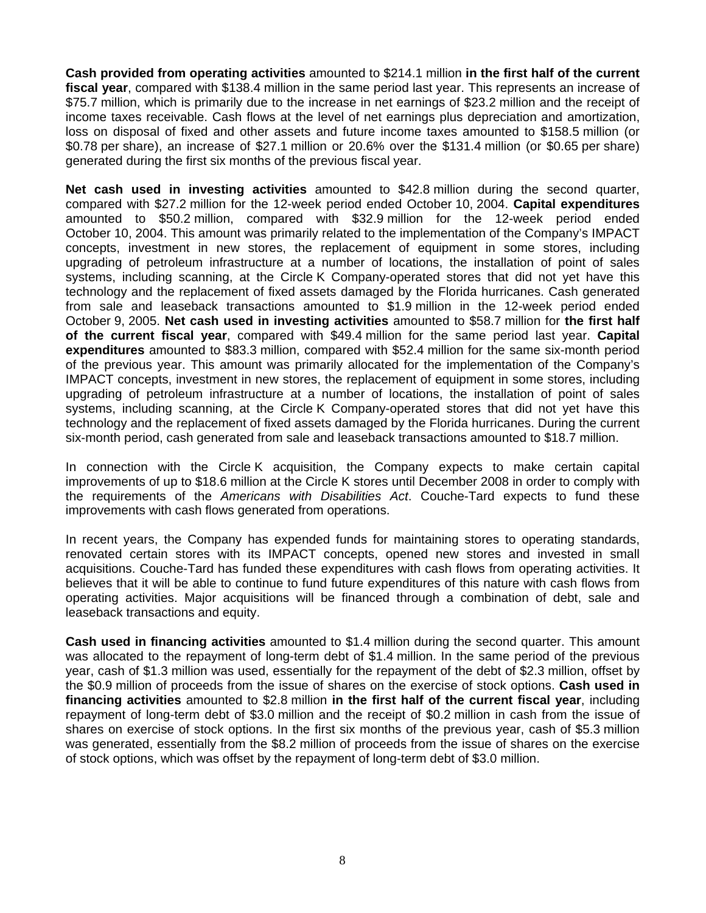**Cash provided from operating activities** amounted to $214.1 million **in the first half of the current fiscal year**, compared with $138.4 million in the same period last year. This represents an increase of $75.7 million, which is primarily due to the increase in net earnings of $23.2 million and the receipt of income taxes receivable. Cash flows at the level of net earnings plus depreciation and amortization, loss on disposal of fixed and other assets and future income taxes amounted to $158.5 million (or $0.78 per share), an increase of $27.1 million or 20.6% over the $131.4 million (or $0.65 per share) generated during the first six months of the previous fiscal year.

**Net cash used in investing activities** amounted to $42.8 million during the second quarter, compared with $27.2 million for the 12-week period ended October 10, 2004. **Capital expenditures** amounted to $50.2 million, compared with $32.9 million for the 12-week period ended October 10, 2004. This amount was primarily related to the implementation of the Company's IMPACT concepts, investment in new stores, the replacement of equipment in some stores, including upgrading of petroleum infrastructure at a number of locations, the installation of point of sales systems, including scanning, at the Circle K Company-operated stores that did not yet have this technology and the replacement of fixed assets damaged by the Florida hurricanes. Cash generated from sale and leaseback transactions amounted to $1.9 million in the 12-week period ended October 9, 2005. **Net cash used in investing activities** amounted to $58.7 million for **the first half of the current fiscal year**, compared with $49.4 million for the same period last year. **Capital expenditures** amounted to $83.3 million, compared with $52.4 million for the same six-month period of the previous year. This amount was primarily allocated for the implementation of the Company's IMPACT concepts, investment in new stores, the replacement of equipment in some stores, including upgrading of petroleum infrastructure at a number of locations, the installation of point of sales systems, including scanning, at the Circle K Company-operated stores that did not yet have this technology and the replacement of fixed assets damaged by the Florida hurricanes. During the current six-month period, cash generated from sale and leaseback transactions amounted to $18.7 million.

In connection with the Circle K acquisition, the Company expects to make certain capital improvements of up to $18.6 million at the Circle K stores until December 2008 in order to comply with the requirements of the *Americans with Disabilities Act*. Couche-Tard expects to fund these improvements with cash flows generated from operations.

In recent years, the Company has expended funds for maintaining stores to operating standards, renovated certain stores with its IMPACT concepts, opened new stores and invested in small acquisitions. Couche-Tard has funded these expenditures with cash flows from operating activities. It believes that it will be able to continue to fund future expenditures of this nature with cash flows from operating activities. Major acquisitions will be financed through a combination of debt, sale and leaseback transactions and equity.

**Cash used in financing activities** amounted to $1.4 million during the second quarter. This amount was allocated to the repayment of long-term debt of $1.4 million. In the same period of the previous year, cash of $1.3 million was used, essentially for the repayment of the debt of $2.3 million, offset by the $0.9 million of proceeds from the issue of shares on the exercise of stock options. **Cash used in financing activities** amounted to $2.8 million **in the first half of the current fiscal year**, including repayment of long-term debt of $3.0 million and the receipt of $0.2 million in cash from the issue of shares on exercise of stock options. In the first six months of the previous year, cash of $5.3 million was generated, essentially from the $8.2 million of proceeds from the issue of shares on the exercise of stock options, which was offset by the repayment of long-term debt of $3.0 million.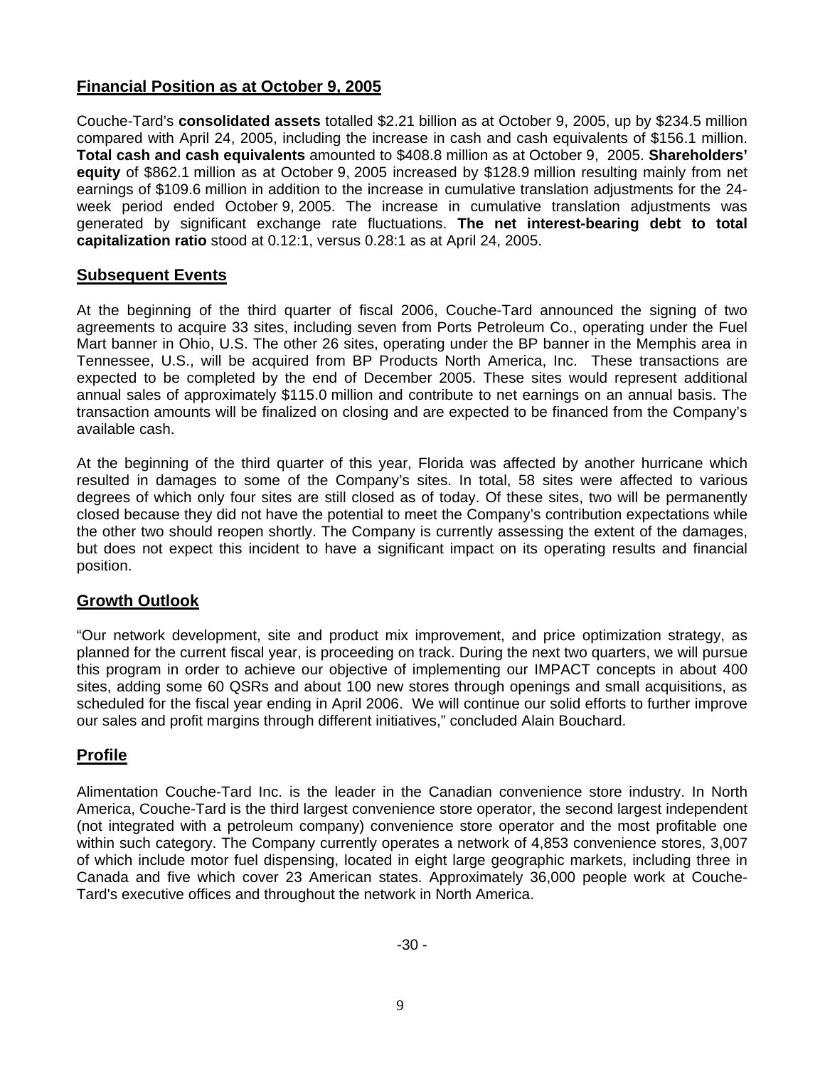## Financial Position as at October 9, 2005

Couche-Tard's **consolidated assets** totalled \$2.21 billion as at October 9, 2005, up by \$234.5 million compared with April 24, 2005, including the increase in cash and cash equivalents of \$156.1 million. **Total cash and cash equivalents** amounted to \$408.8 million as at October 9, 2005. **Shareholders' equity** of \$862.1 million as at October 9, 2005 increased by \$128.9 million resulting mainly from net earnings of \$109.6 million in addition to the increase in cumulative translation adjustments for the 24-week period ended October 9, 2005. The increase in cumulative translation adjustments was generated by significant exchange rate fluctuations. **The net interest-bearing debt to total capitalization ratio** stood at 0.12:1, versus 0.28:1 as at April 24, 2005.

## Subsequent Events

At the beginning of the third quarter of fiscal 2006, Couche-Tard announced the signing of two agreements to acquire 33 sites, including seven from Ports Petroleum Co., operating under the Fuel Mart banner in Ohio, U.S. The other 26 sites, operating under the BP banner in the Memphis area in Tennessee, U.S., will be acquired from BP Products North America, Inc. These transactions are expected to be completed by the end of December 2005. These sites would represent additional annual sales of approximately \$115.0 million and contribute to net earnings on an annual basis. The transaction amounts will be finalized on closing and are expected to be financed from the Company's available cash.

At the beginning of the third quarter of this year, Florida was affected by another hurricane which resulted in damages to some of the Company's sites. In total, 58 sites were affected to various degrees of which only four sites are still closed as of today. Of these sites, two will be permanently closed because they did not have the potential to meet the Company's contribution expectations while the other two should reopen shortly. The Company is currently assessing the extent of the damages, but does not expect this incident to have a significant impact on its operating results and financial position.

## Growth Outlook

"Our network development, site and product mix improvement, and price optimization strategy, as planned for the current fiscal year, is proceeding on track. During the next two quarters, we will pursue this program in order to achieve our objective of implementing our IMPACT concepts in about 400 sites, adding some 60 QSRs and about 100 new stores through openings and small acquisitions, as scheduled for the fiscal year ending in April 2006. We will continue our solid efforts to further improve our sales and profit margins through different initiatives," concluded Alain Bouchard.

## Profile

Alimentation Couche-Tard Inc. is the leader in the Canadian convenience store industry. In North America, Couche-Tard is the third largest convenience store operator, the second largest independent (not integrated with a petroleum company) convenience store operator and the most profitable one within such category. The Company currently operates a network of 4,853 convenience stores, 3,007 of which include motor fuel dispensing, located in eight large geographic markets, including three in Canada and five which cover 23 American states. Approximately 36,000 people work at Couche-Tard's executive offices and throughout the network in North America.

-30 -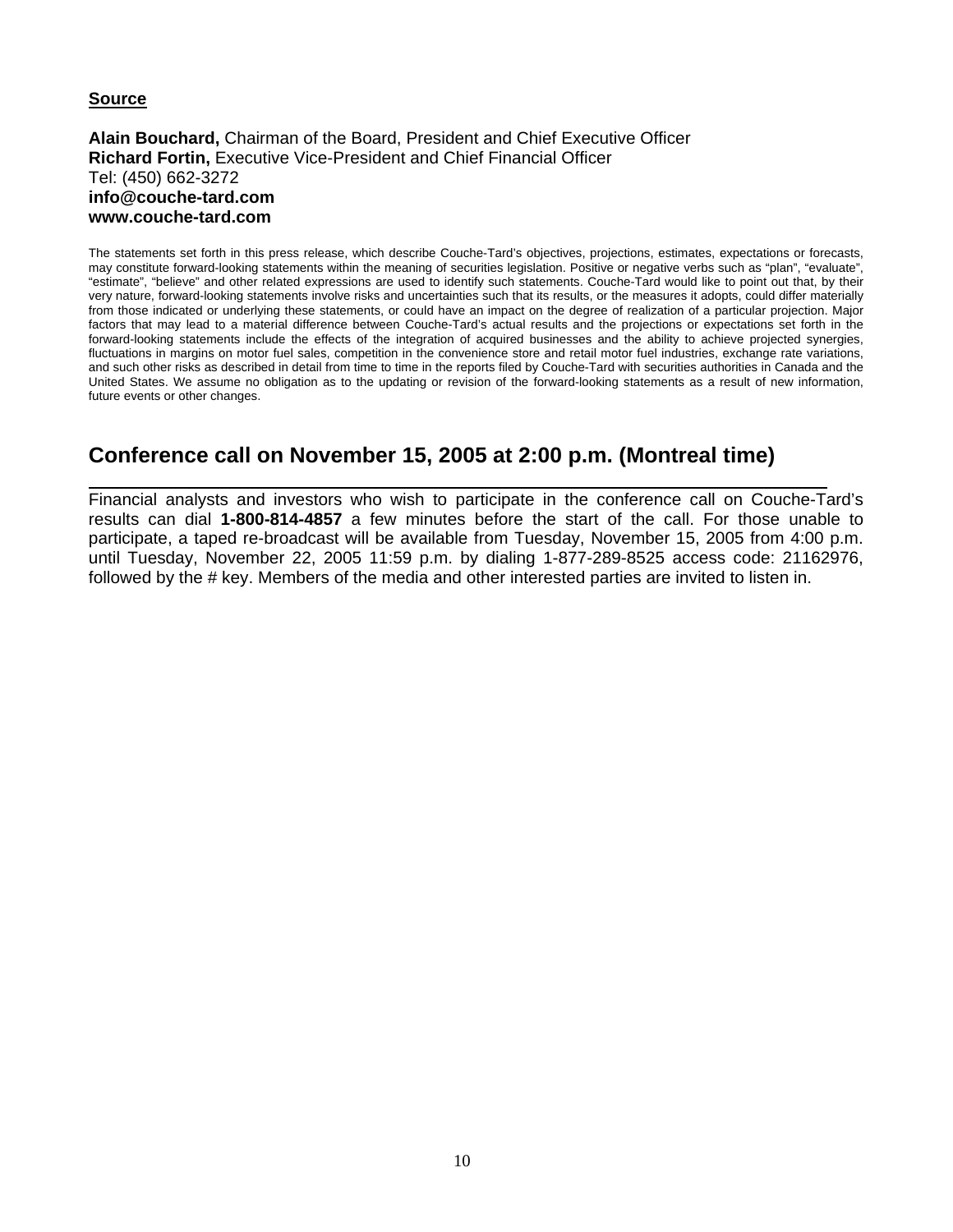**Source**

**Alain Bouchard,** Chairman of the Board, President and Chief Executive Officer
**Richard Fortin,** Executive Vice-President and Chief Financial Officer
Tel: (450) 662-3272
**info@couche-tard.com**
**www.couche-tard.com**

The statements set forth in this press release, which describe Couche-Tard's objectives, projections, estimates, expectations or forecasts, may constitute forward-looking statements within the meaning of securities legislation. Positive or negative verbs such as "plan", "evaluate", "estimate", "believe" and other related expressions are used to identify such statements. Couche-Tard would like to point out that, by their very nature, forward-looking statements involve risks and uncertainties such that its results, or the measures it adopts, could differ materially from those indicated or underlying these statements, or could have an impact on the degree of realization of a particular projection. Major factors that may lead to a material difference between Couche-Tard's actual results and the projections or expectations set forth in the forward-looking statements include the effects of the integration of acquired businesses and the ability to achieve projected synergies, fluctuations in margins on motor fuel sales, competition in the convenience store and retail motor fuel industries, exchange rate variations, and such other risks as described in detail from time to time in the reports filed by Couche-Tard with securities authorities in Canada and the United States. We assume no obligation as to the updating or revision of the forward-looking statements as a result of new information, future events or other changes.

## Conference call on November 15, 2005 at 2:00 p.m. (Montreal time)

Financial analysts and investors who wish to participate in the conference call on Couche-Tard's results can dial **1-800-814-4857** a few minutes before the start of the call. For those unable to participate, a taped re-broadcast will be available from Tuesday, November 15, 2005 from 4:00 p.m. until Tuesday, November 22, 2005 11:59 p.m. by dialing 1-877-289-8525 access code: 21162976, followed by the # key. Members of the media and other interested parties are invited to listen in.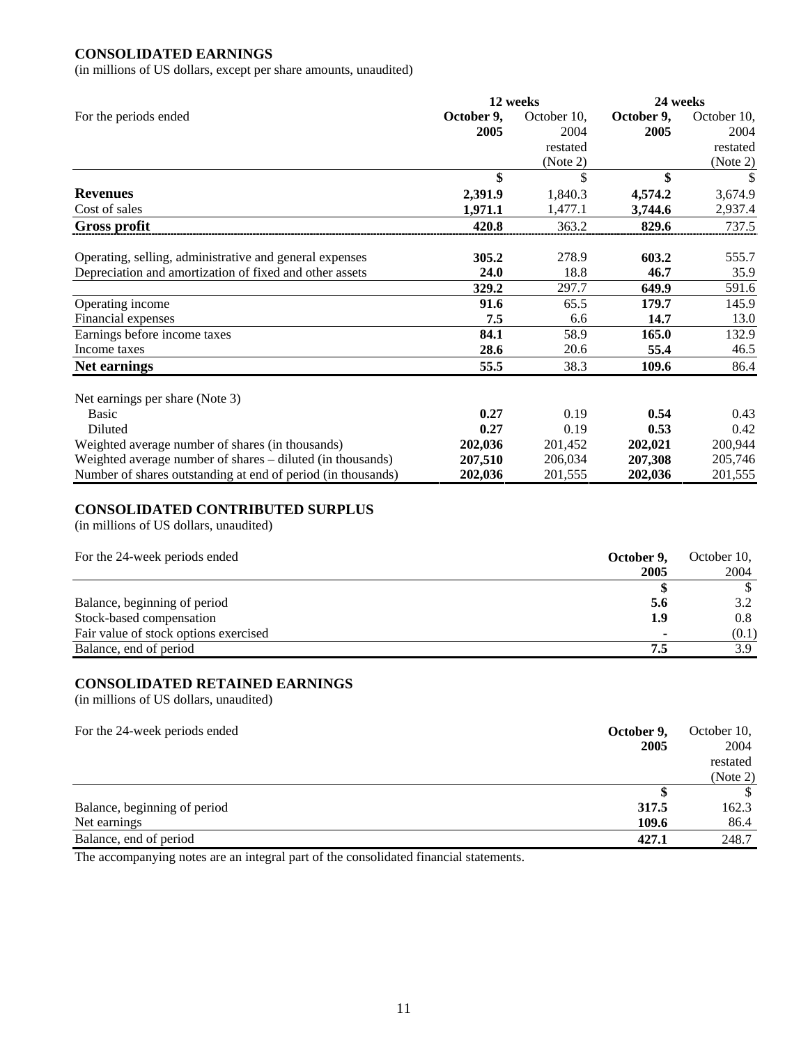## CONSOLIDATED EARNINGS

(in millions of US dollars, except per share amounts, unaudited)

| | 12 weeks | | 24 weeks | |
|---|---|---|---|---|
| For the periods ended | **October 9, 2005** | October 10, 2004 restated (Note 2) | **October 9, 2005** | October 10, 2004 restated (Note 2) |
| | **$** | $ | **$** | $ |
| **Revenues** | **2,391.9** | 1,840.3 | **4,574.2** | 3,674.9 |
| Cost of sales | **1,971.1** | 1,477.1 | **3,744.6** | 2,937.4 |
| **Gross profit** | **420.8** | 363.2 | **829.6** | 737.5 |
| Operating, selling, administrative and general expenses | **305.2** | 278.9 | **603.2** | 555.7 |
| Depreciation and amortization of fixed and other assets | **24.0** | 18.8 | **46.7** | 35.9 |
| | **329.2** | 297.7 | **649.9** | 591.6 |
| Operating income | **91.6** | 65.5 | **179.7** | 145.9 |
| Financial expenses | **7.5** | 6.6 | **14.7** | 13.0 |
| Earnings before income taxes | **84.1** | 58.9 | **165.0** | 132.9 |
| Income taxes | **28.6** | 20.6 | **55.4** | 46.5 |
| **Net earnings** | **55.5** | 38.3 | **109.6** | 86.4 |
| Net earnings per share (Note 3) | | | | |
| Basic | **0.27** | 0.19 | **0.54** | 0.43 |
| Diluted | **0.27** | 0.19 | **0.53** | 0.42 |
| Weighted average number of shares (in thousands) | **202,036** | 201,452 | **202,021** | 200,944 |
| Weighted average number of shares – diluted (in thousands) | **207,510** | 206,034 | **207,308** | 205,746 |
| Number of shares outstanding at end of period (in thousands) | **202,036** | 201,555 | **202,036** | 201,555 |

## CONSOLIDATED CONTRIBUTED SURPLUS

(in millions of US dollars, unaudited)

| For the 24-week periods ended | **October 9, 2005** | October 10, 2004 |
|---|---|---|
| | **$** | $ |
| Balance, beginning of period | **5.6** | 3.2 |
| Stock-based compensation | **1.9** | 0.8 |
| Fair value of stock options exercised | **-** | (0.1) |
| Balance, end of period | **7.5** | 3.9 |

## CONSOLIDATED RETAINED EARNINGS

(in millions of US dollars, unaudited)

| For the 24-week periods ended | **October 9, 2005** | October 10, 2004 restated (Note 2) |
|---|---|---|
| | **$** | $ |
| Balance, beginning of period | **317.5** | 162.3 |
| Net earnings | **109.6** | 86.4 |
| Balance, end of period | **427.1** | 248.7 |

The accompanying notes are an integral part of the consolidated financial statements.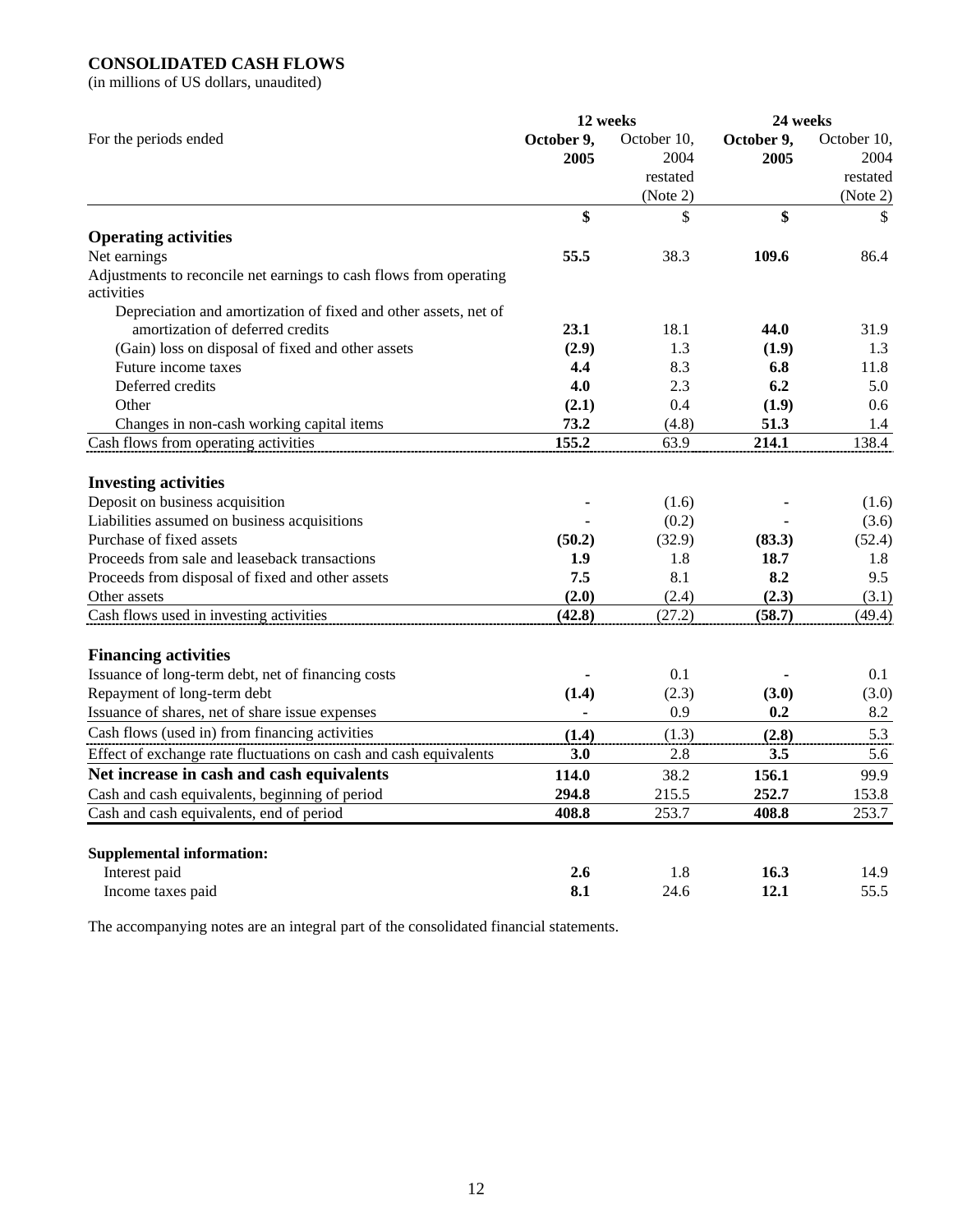## CONSOLIDATED CASH FLOWS

(in millions of US dollars, unaudited)

| For the periods ended | 12 weeks | | 24 weeks | |
|---|---|---|---|---|
| | **October 9, 2005** | October 10, 2004 restated (Note 2) | **October 9, 2005** | October 10, 2004 restated (Note 2) |
| | **$** | $ | **$** | $ |
| **Operating activities** | | | | |
| Net earnings | **55.5** | 38.3 | **109.6** | 86.4 |
| Adjustments to reconcile net earnings to cash flows from operating activities | | | | |
| Depreciation and amortization of fixed and other assets, net of amortization of deferred credits | **23.1** | 18.1 | **44.0** | 31.9 |
| (Gain) loss on disposal of fixed and other assets | **(2.9)** | 1.3 | **(1.9)** | 1.3 |
| Future income taxes | **4.4** | 8.3 | **6.8** | 11.8 |
| Deferred credits | **4.0** | 2.3 | **6.2** | 5.0 |
| Other | **(2.1)** | 0.4 | **(1.9)** | 0.6 |
| Changes in non-cash working capital items | **73.2** | (4.8) | **51.3** | 1.4 |
| Cash flows from operating activities | **155.2** | 63.9 | **214.1** | 138.4 |
| **Investing activities** | | | | |
| Deposit on business acquisition | **-** | (1.6) | **-** | (1.6) |
| Liabilities assumed on business acquisitions | **-** | (0.2) | **-** | (3.6) |
| Purchase of fixed assets | **(50.2)** | (32.9) | **(83.3)** | (52.4) |
| Proceeds from sale and leaseback transactions | **1.9** | 1.8 | **18.7** | 1.8 |
| Proceeds from disposal of fixed and other assets | **7.5** | 8.1 | **8.2** | 9.5 |
| Other assets | **(2.0)** | (2.4) | **(2.3)** | (3.1) |
| Cash flows used in investing activities | **(42.8)** | (27.2) | **(58.7)** | (49.4) |
| **Financing activities** | | | | |
| Issuance of long-term debt, net of financing costs | **-** | 0.1 | **-** | 0.1 |
| Repayment of long-term debt | **(1.4)** | (2.3) | **(3.0)** | (3.0) |
| Issuance of shares, net of share issue expenses | **-** | 0.9 | **0.2** | 8.2 |
| Cash flows (used in) from financing activities | **(1.4)** | (1.3) | **(2.8)** | 5.3 |
| Effect of exchange rate fluctuations on cash and cash equivalents | **3.0** | 2.8 | **3.5** | 5.6 |
| **Net increase in cash and cash equivalents** | **114.0** | 38.2 | **156.1** | 99.9 |
| Cash and cash equivalents, beginning of period | **294.8** | 215.5 | **252.7** | 153.8 |
| Cash and cash equivalents, end of period | **408.8** | 253.7 | **408.8** | 253.7 |
| **Supplemental information:** | | | | |
| Interest paid | **2.6** | 1.8 | **16.3** | 14.9 |
| Income taxes paid | **8.1** | 24.6 | **12.1** | 55.5 |

The accompanying notes are an integral part of the consolidated financial statements.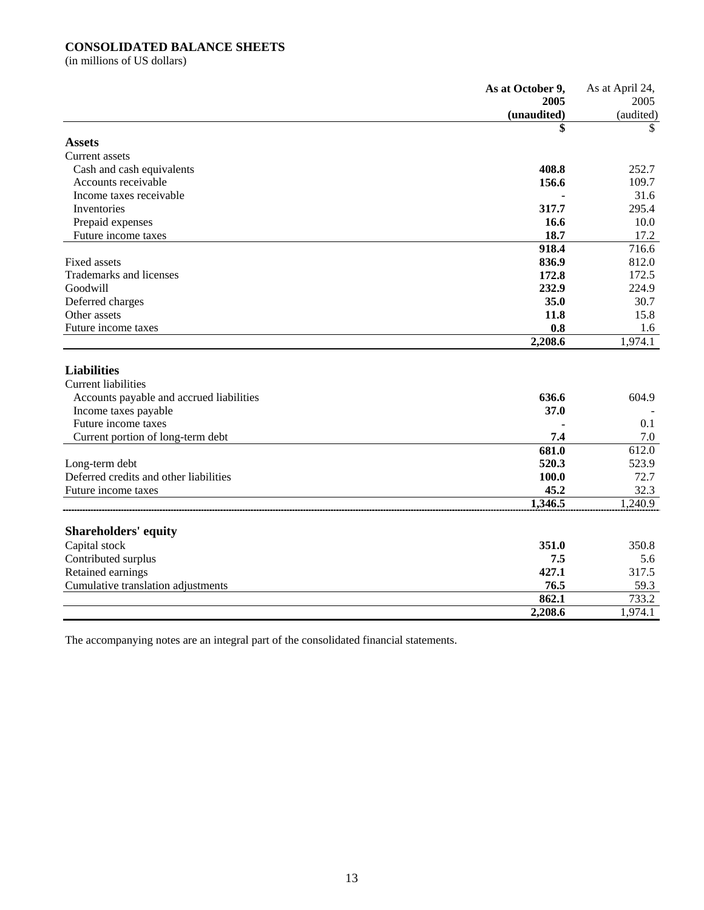**CONSOLIDATED BALANCE SHEETS**
(in millions of US dollars)

| | **As at October 9, 2005 (unaudited)** | As at April 24, 2005 (audited) |
|---|---|---|
| | **$** | $ |
| **Assets** | | |
| Current assets | | |
| Cash and cash equivalents | **408.8** | 252.7 |
| Accounts receivable | **156.6** | 109.7 |
| Income taxes receivable | **-** | 31.6 |
| Inventories | **317.7** | 295.4 |
| Prepaid expenses | **16.6** | 10.0 |
| Future income taxes | **18.7** | 17.2 |
| | **918.4** | 716.6 |
| Fixed assets | **836.9** | 812.0 |
| Trademarks and licenses | **172.8** | 172.5 |
| Goodwill | **232.9** | 224.9 |
| Deferred charges | **35.0** | 30.7 |
| Other assets | **11.8** | 15.8 |
| Future income taxes | **0.8** | 1.6 |
| | **2,208.6** | 1,974.1 |
| **Liabilities** | | |
| Current liabilities | | |
| Accounts payable and accrued liabilities | **636.6** | 604.9 |
| Income taxes payable | **37.0** | - |
| Future income taxes | **-** | 0.1 |
| Current portion of long-term debt | **7.4** | 7.0 |
| | **681.0** | 612.0 |
| Long-term debt | **520.3** | 523.9 |
| Deferred credits and other liabilities | **100.0** | 72.7 |
| Future income taxes | **45.2** | 32.3 |
| | **1,346.5** | 1,240.9 |
| **Shareholders' equity** | | |
| Capital stock | **351.0** | 350.8 |
| Contributed surplus | **7.5** | 5.6 |
| Retained earnings | **427.1** | 317.5 |
| Cumulative translation adjustments | **76.5** | 59.3 |
| | **862.1** | 733.2 |
| | **2,208.6** | 1,974.1 |

The accompanying notes are an integral part of the consolidated financial statements.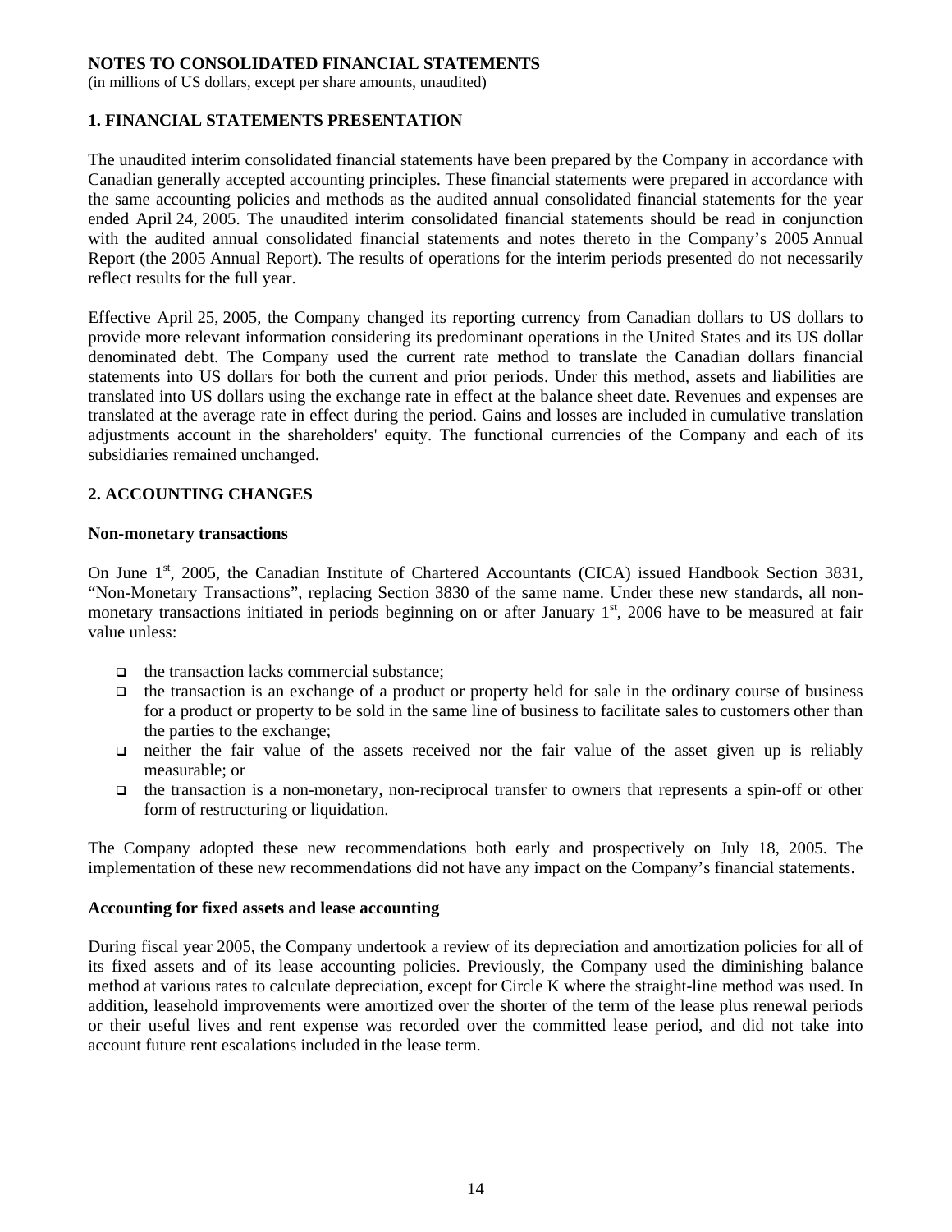# NOTES TO CONSOLIDATED FINANCIAL STATEMENTS

(in millions of US dollars, except per share amounts, unaudited)

## 1. FINANCIAL STATEMENTS PRESENTATION

The unaudited interim consolidated financial statements have been prepared by the Company in accordance with Canadian generally accepted accounting principles. These financial statements were prepared in accordance with the same accounting policies and methods as the audited annual consolidated financial statements for the year ended April 24, 2005. The unaudited interim consolidated financial statements should be read in conjunction with the audited annual consolidated financial statements and notes thereto in the Company's 2005 Annual Report (the 2005 Annual Report). The results of operations for the interim periods presented do not necessarily reflect results for the full year.

Effective April 25, 2005, the Company changed its reporting currency from Canadian dollars to US dollars to provide more relevant information considering its predominant operations in the United States and its US dollar denominated debt. The Company used the current rate method to translate the Canadian dollars financial statements into US dollars for both the current and prior periods. Under this method, assets and liabilities are translated into US dollars using the exchange rate in effect at the balance sheet date. Revenues and expenses are translated at the average rate in effect during the period. Gains and losses are included in cumulative translation adjustments account in the shareholders' equity. The functional currencies of the Company and each of its subsidiaries remained unchanged.

## 2. ACCOUNTING CHANGES

### Non-monetary transactions

On June 1st, 2005, the Canadian Institute of Chartered Accountants (CICA) issued Handbook Section 3831, "Non-Monetary Transactions", replacing Section 3830 of the same name. Under these new standards, all non-monetary transactions initiated in periods beginning on or after January 1st, 2006 have to be measured at fair value unless:

- the transaction lacks commercial substance;
- the transaction is an exchange of a product or property held for sale in the ordinary course of business for a product or property to be sold in the same line of business to facilitate sales to customers other than the parties to the exchange;
- neither the fair value of the assets received nor the fair value of the asset given up is reliably measurable; or
- the transaction is a non-monetary, non-reciprocal transfer to owners that represents a spin-off or other form of restructuring or liquidation.

The Company adopted these new recommendations both early and prospectively on July 18, 2005. The implementation of these new recommendations did not have any impact on the Company's financial statements.

### Accounting for fixed assets and lease accounting

During fiscal year 2005, the Company undertook a review of its depreciation and amortization policies for all of its fixed assets and of its lease accounting policies. Previously, the Company used the diminishing balance method at various rates to calculate depreciation, except for Circle K where the straight-line method was used. In addition, leasehold improvements were amortized over the shorter of the term of the lease plus renewal periods or their useful lives and rent expense was recorded over the committed lease period, and did not take into account future rent escalations included in the lease term.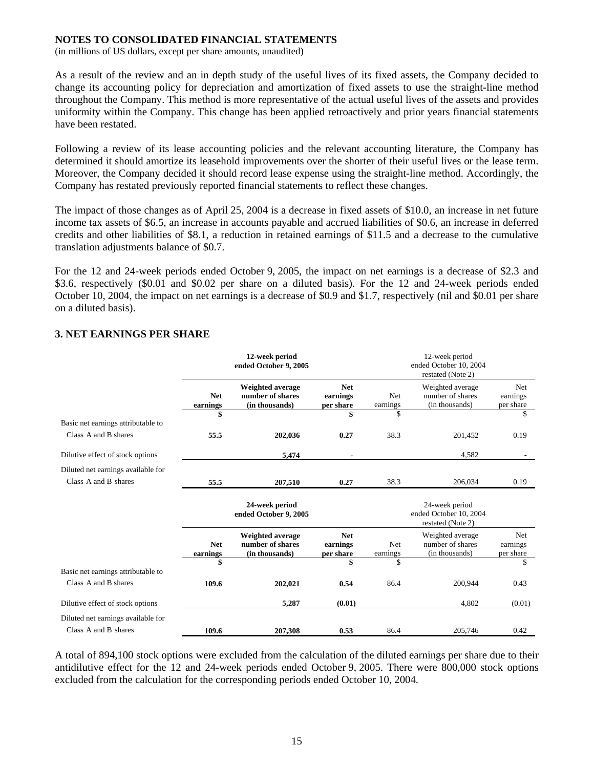## NOTES TO CONSOLIDATED FINANCIAL STATEMENTS

(in millions of US dollars, except per share amounts, unaudited)

As a result of the review and an in depth study of the useful lives of its fixed assets, the Company decided to change its accounting policy for depreciation and amortization of fixed assets to use the straight-line method throughout the Company. This method is more representative of the actual useful lives of the assets and provides uniformity within the Company. This change has been applied retroactively and prior years financial statements have been restated.

Following a review of its lease accounting policies and the relevant accounting literature, the Company has determined it should amortize its leasehold improvements over the shorter of their useful lives or the lease term. Moreover, the Company decided it should record lease expense using the straight-line method. Accordingly, the Company has restated previously reported financial statements to reflect these changes.

The impact of those changes as of April 25, 2004 is a decrease in fixed assets of $10.0, an increase in net future income tax assets of $6.5, an increase in accounts payable and accrued liabilities of $0.6, an increase in deferred credits and other liabilities of $8.1, a reduction in retained earnings of $11.5 and a decrease to the cumulative translation adjustments balance of $0.7.

For the 12 and 24-week periods ended October 9, 2005, the impact on net earnings is a decrease of $2.3 and $3.6, respectively ($0.01 and $0.02 per share on a diluted basis). For the 12 and 24-week periods ended October 10, 2004, the impact on net earnings is a decrease of $0.9 and $1.7, respectively (nil and $0.01 per share on a diluted basis).

## 3. NET EARNINGS PER SHARE

| | **12-week period ended October 9, 2005** | | | 12-week period ended October 10, 2004 restated (Note 2) | | |
|---|---|---|---|---|---|---|
| | **Net earnings** | **Weighted average number of shares (in thousands)** | **Net earnings per share** | Net earnings | Weighted average number of shares (in thousands) | Net earnings per share |
| | **$** | | **$** | $ | | $ |
| Basic net earnings attributable to Class A and B shares | **55.5** | **202,036** | **0.27** | 38.3 | 201,452 | 0.19 |
| Dilutive effect of stock options | | **5,474** | **-** | | 4,582 | - |
| Diluted net earnings available for Class A and B shares | **55.5** | **207,510** | **0.27** | 38.3 | 206,034 | 0.19 |

| | **24-week period ended October 9, 2005** | | | 24-week period ended October 10, 2004 restated (Note 2) | | |
|---|---|---|---|---|---|---|
| | **Net earnings** | **Weighted average number of shares (in thousands)** | **Net earnings per share** | Net earnings | Weighted average number of shares (in thousands) | Net earnings per share |
| | **$** | | **$** | $ | | $ |
| Basic net earnings attributable to Class A and B shares | **109.6** | **202,021** | **0.54** | 86.4 | 200,944 | 0.43 |
| Dilutive effect of stock options | | **5,287** | **(0.01)** | | 4,802 | (0.01) |
| Diluted net earnings available for Class A and B shares | **109.6** | **207,308** | **0.53** | 86.4 | 205,746 | 0.42 |

A total of 894,100 stock options were excluded from the calculation of the diluted earnings per share due to their antidilutive effect for the 12 and 24-week periods ended October 9, 2005. There were 800,000 stock options excluded from the calculation for the corresponding periods ended October 10, 2004.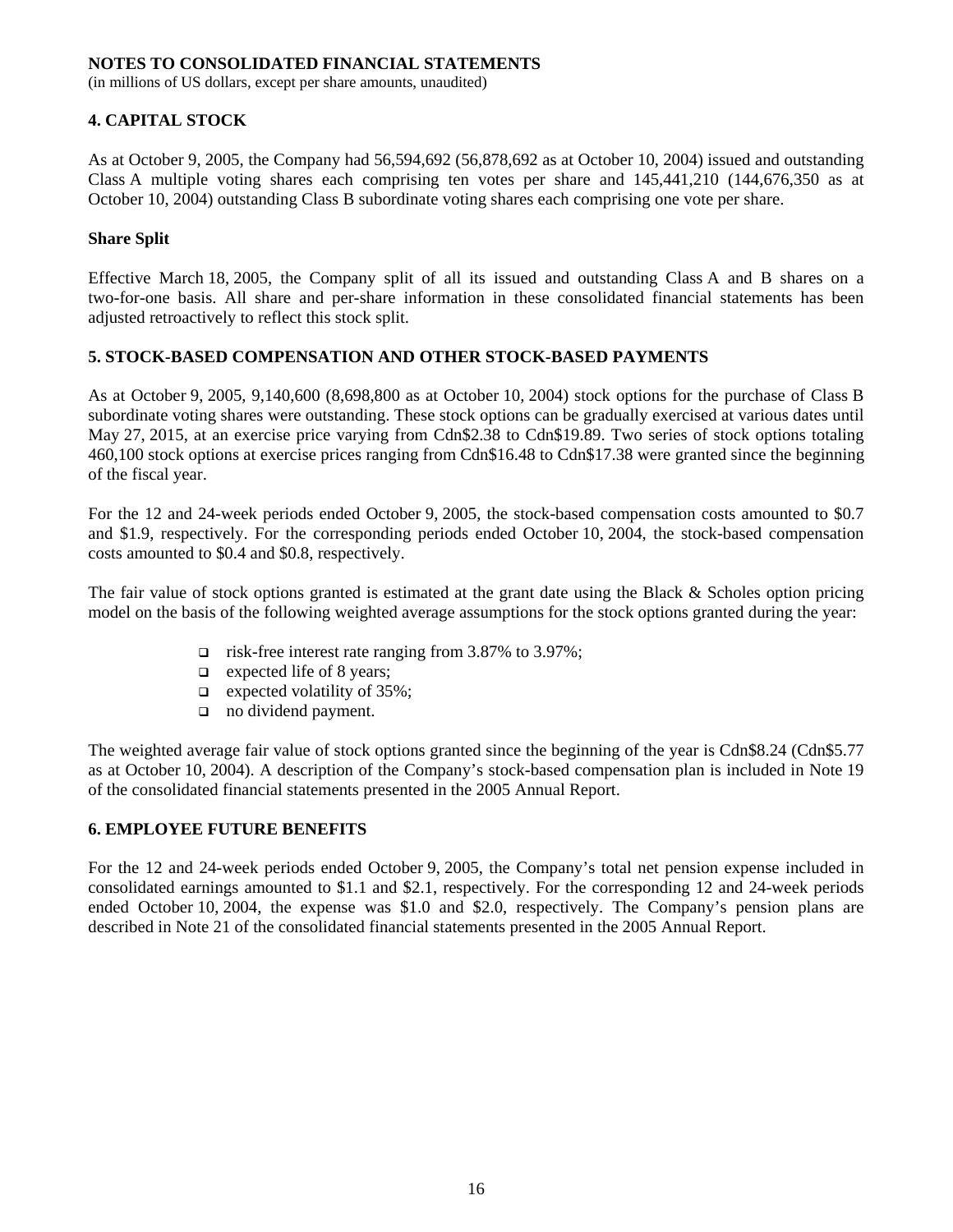**NOTES TO CONSOLIDATED FINANCIAL STATEMENTS**
(in millions of US dollars, except per share amounts, unaudited)

### 4. CAPITAL STOCK

As at October 9, 2005, the Company had 56,594,692 (56,878,692 as at October 10, 2004) issued and outstanding Class A multiple voting shares each comprising ten votes per share and 145,441,210 (144,676,350 as at October 10, 2004) outstanding Class B subordinate voting shares each comprising one vote per share.

**Share Split**

Effective March 18, 2005, the Company split of all its issued and outstanding Class A and B shares on a two-for-one basis. All share and per-share information in these consolidated financial statements has been adjusted retroactively to reflect this stock split.

### 5. STOCK-BASED COMPENSATION AND OTHER STOCK-BASED PAYMENTS

As at October 9, 2005, 9,140,600 (8,698,800 as at October 10, 2004) stock options for the purchase of Class B subordinate voting shares were outstanding. These stock options can be gradually exercised at various dates until May 27, 2015, at an exercise price varying from Cdn$2.38 to Cdn$19.89. Two series of stock options totaling 460,100 stock options at exercise prices ranging from Cdn$16.48 to Cdn$17.38 were granted since the beginning of the fiscal year.

For the 12 and 24-week periods ended October 9, 2005, the stock-based compensation costs amounted to $0.7 and $1.9, respectively. For the corresponding periods ended October 10, 2004, the stock-based compensation costs amounted to $0.4 and $0.8, respectively.

The fair value of stock options granted is estimated at the grant date using the Black & Scholes option pricing model on the basis of the following weighted average assumptions for the stock options granted during the year:

- risk-free interest rate ranging from 3.87% to 3.97%;
- expected life of 8 years;
- expected volatility of 35%;
- no dividend payment.

The weighted average fair value of stock options granted since the beginning of the year is Cdn$8.24 (Cdn$5.77 as at October 10, 2004). A description of the Company's stock-based compensation plan is included in Note 19 of the consolidated financial statements presented in the 2005 Annual Report.

### 6. EMPLOYEE FUTURE BENEFITS

For the 12 and 24-week periods ended October 9, 2005, the Company's total net pension expense included in consolidated earnings amounted to $1.1 and $2.1, respectively. For the corresponding 12 and 24-week periods ended October 10, 2004, the expense was $1.0 and $2.0, respectively. The Company's pension plans are described in Note 21 of the consolidated financial statements presented in the 2005 Annual Report.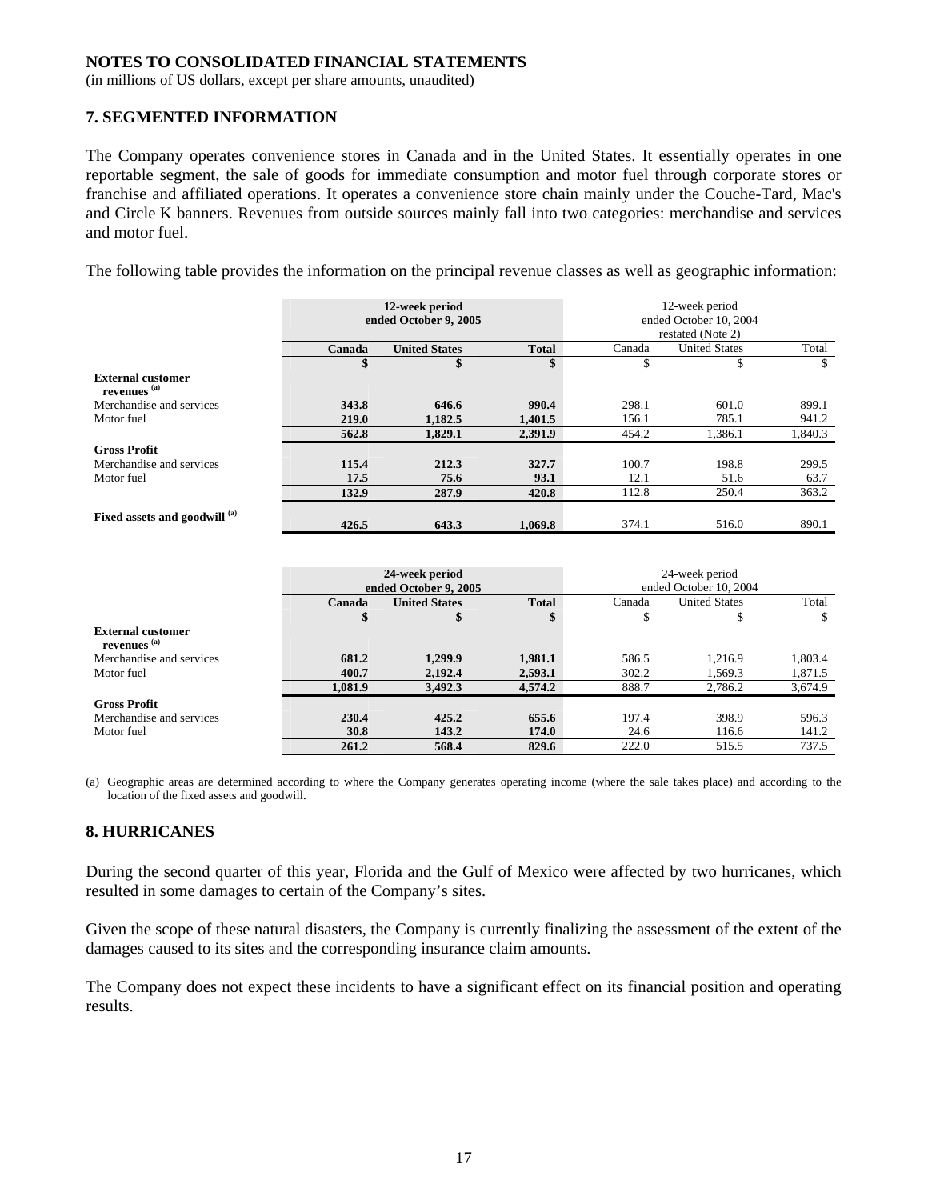**NOTES TO CONSOLIDATED FINANCIAL STATEMENTS**
(in millions of US dollars, except per share amounts, unaudited)

## 7. SEGMENTED INFORMATION

The Company operates convenience stores in Canada and in the United States. It essentially operates in one reportable segment, the sale of goods for immediate consumption and motor fuel through corporate stores or franchise and affiliated operations. It operates a convenience store chain mainly under the Couche-Tard, Mac's and Circle K banners. Revenues from outside sources mainly fall into two categories: merchandise and services and motor fuel.

The following table provides the information on the principal revenue classes as well as geographic information:

| | **12-week period ended October 9, 2005** | | | 12-week period ended October 10, 2004 restated (Note 2) | | |
|---|---|---|---|---|---|---|
| | **Canada** | **United States** | **Total** | Canada | United States | Total |
| | **$** | **$** | **$** | $ | $ | $ |
| **External customer revenues [(a)]** | | | | | | |
| Merchandise and services | **343.8** | **646.6** | **990.4** | 298.1 | 601.0 | 899.1 |
| Motor fuel | **219.0** | **1,182.5** | **1,401.5** | 156.1 | 785.1 | 941.2 |
| | **562.8** | **1,829.1** | **2,391.9** | 454.2 | 1,386.1 | 1,840.3 |
| **Gross Profit** | | | | | | |
| Merchandise and services | **115.4** | **212.3** | **327.7** | 100.7 | 198.8 | 299.5 |
| Motor fuel | **17.5** | **75.6** | **93.1** | 12.1 | 51.6 | 63.7 |
| | **132.9** | **287.9** | **420.8** | 112.8 | 250.4 | 363.2 |
| **Fixed assets and goodwill [(a)]** | **426.5** | **643.3** | **1,069.8** | 374.1 | 516.0 | 890.1 |

| | **24-week period ended October 9, 2005** | | | 24-week period ended October 10, 2004 | | |
|---|---|---|---|---|---|---|
| | **Canada** | **United States** | **Total** | Canada | United States | Total |
| | **$** | **$** | **$** | $ | $ | $ |
| **External customer revenues [(a)]** | | | | | | |
| Merchandise and services | **681.2** | **1,299.9** | **1,981.1** | 586.5 | 1,216.9 | 1,803.4 |
| Motor fuel | **400.7** | **2,192.4** | **2,593.1** | 302.2 | 1,569.3 | 1,871.5 |
| | **1,081.9** | **3,492.3** | **4,574.2** | 888.7 | 2,786.2 | 3,674.9 |
| **Gross Profit** | | | | | | |
| Merchandise and services | **230.4** | **425.2** | **655.6** | 197.4 | 398.9 | 596.3 |
| Motor fuel | **30.8** | **143.2** | **174.0** | 24.6 | 116.6 | 141.2 |
| | **261.2** | **568.4** | **829.6** | 222.0 | 515.5 | 737.5 |

(a) Geographic areas are determined according to where the Company generates operating income (where the sale takes place) and according to the location of the fixed assets and goodwill.

## 8. HURRICANES

During the second quarter of this year, Florida and the Gulf of Mexico were affected by two hurricanes, which resulted in some damages to certain of the Company's sites.

Given the scope of these natural disasters, the Company is currently finalizing the assessment of the extent of the damages caused to its sites and the corresponding insurance claim amounts.

The Company does not expect these incidents to have a significant effect on its financial position and operating results.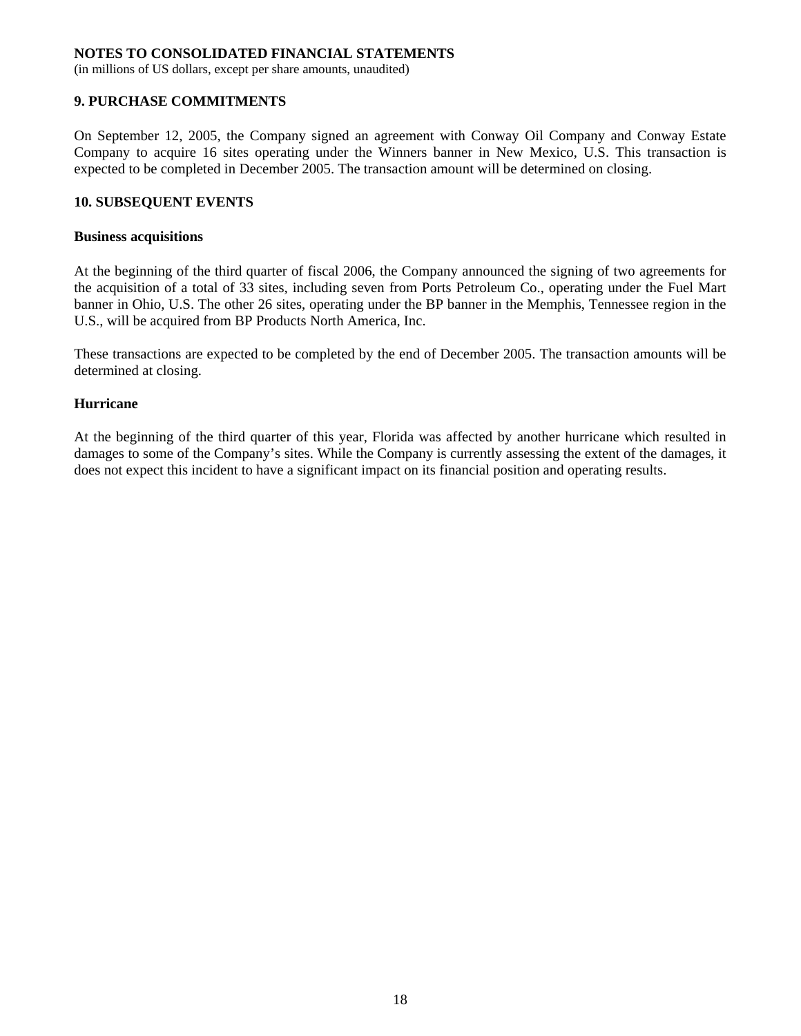**NOTES TO CONSOLIDATED FINANCIAL STATEMENTS**
(in millions of US dollars, except per share amounts, unaudited)

## 9. PURCHASE COMMITMENTS

On September 12, 2005, the Company signed an agreement with Conway Oil Company and Conway Estate Company to acquire 16 sites operating under the Winners banner in New Mexico, U.S. This transaction is expected to be completed in December 2005. The transaction amount will be determined on closing.

## 10. SUBSEQUENT EVENTS

### Business acquisitions

At the beginning of the third quarter of fiscal 2006, the Company announced the signing of two agreements for the acquisition of a total of 33 sites, including seven from Ports Petroleum Co., operating under the Fuel Mart banner in Ohio, U.S. The other 26 sites, operating under the BP banner in the Memphis, Tennessee region in the U.S., will be acquired from BP Products North America, Inc.

These transactions are expected to be completed by the end of December 2005. The transaction amounts will be determined at closing.

### Hurricane

At the beginning of the third quarter of this year, Florida was affected by another hurricane which resulted in damages to some of the Company's sites. While the Company is currently assessing the extent of the damages, it does not expect this incident to have a significant impact on its financial position and operating results.